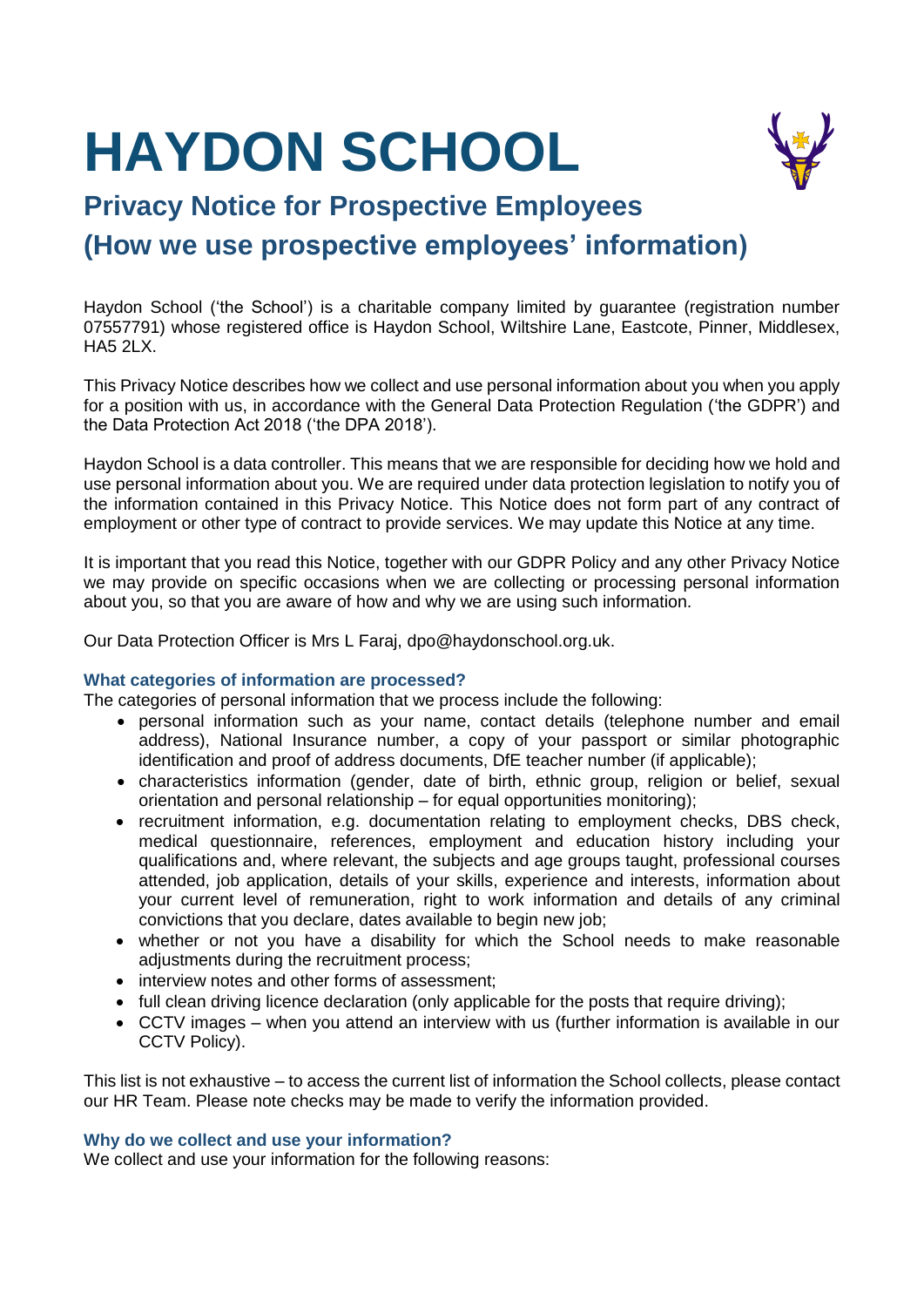# HAYDON SCHOOL

## Privacy Notice for Prospective Employees
## (How we use prospective employees' information)

Haydon School ('the School') is a charitable company limited by guarantee (registration number 07557791) whose registered office is Haydon School, Wiltshire Lane, Eastcote, Pinner, Middlesex, HA5 2LX.

This Privacy Notice describes how we collect and use personal information about you when you apply for a position with us, in accordance with the General Data Protection Regulation ('the GDPR') and the Data Protection Act 2018 ('the DPA 2018').

Haydon School is a data controller. This means that we are responsible for deciding how we hold and use personal information about you. We are required under data protection legislation to notify you of the information contained in this Privacy Notice. This Notice does not form part of any contract of employment or other type of contract to provide services. We may update this Notice at any time.

It is important that you read this Notice, together with our GDPR Policy and any other Privacy Notice we may provide on specific occasions when we are collecting or processing personal information about you, so that you are aware of how and why we are using such information.

Our Data Protection Officer is Mrs L Faraj, dpo@haydonschool.org.uk.

### What categories of information are processed?

The categories of personal information that we process include the following:

- personal information such as your name, contact details (telephone number and email address), National Insurance number, a copy of your passport or similar photographic identification and proof of address documents, DfE teacher number (if applicable);
- characteristics information (gender, date of birth, ethnic group, religion or belief, sexual orientation and personal relationship – for equal opportunities monitoring);
- recruitment information, e.g. documentation relating to employment checks, DBS check, medical questionnaire, references, employment and education history including your qualifications and, where relevant, the subjects and age groups taught, professional courses attended, job application, details of your skills, experience and interests, information about your current level of remuneration, right to work information and details of any criminal convictions that you declare, dates available to begin new job;
- whether or not you have a disability for which the School needs to make reasonable adjustments during the recruitment process;
- interview notes and other forms of assessment;
- full clean driving licence declaration (only applicable for the posts that require driving);
- CCTV images – when you attend an interview with us (further information is available in our CCTV Policy).

This list is not exhaustive – to access the current list of information the School collects, please contact our HR Team. Please note checks may be made to verify the information provided.

### Why do we collect and use your information?

We collect and use your information for the following reasons: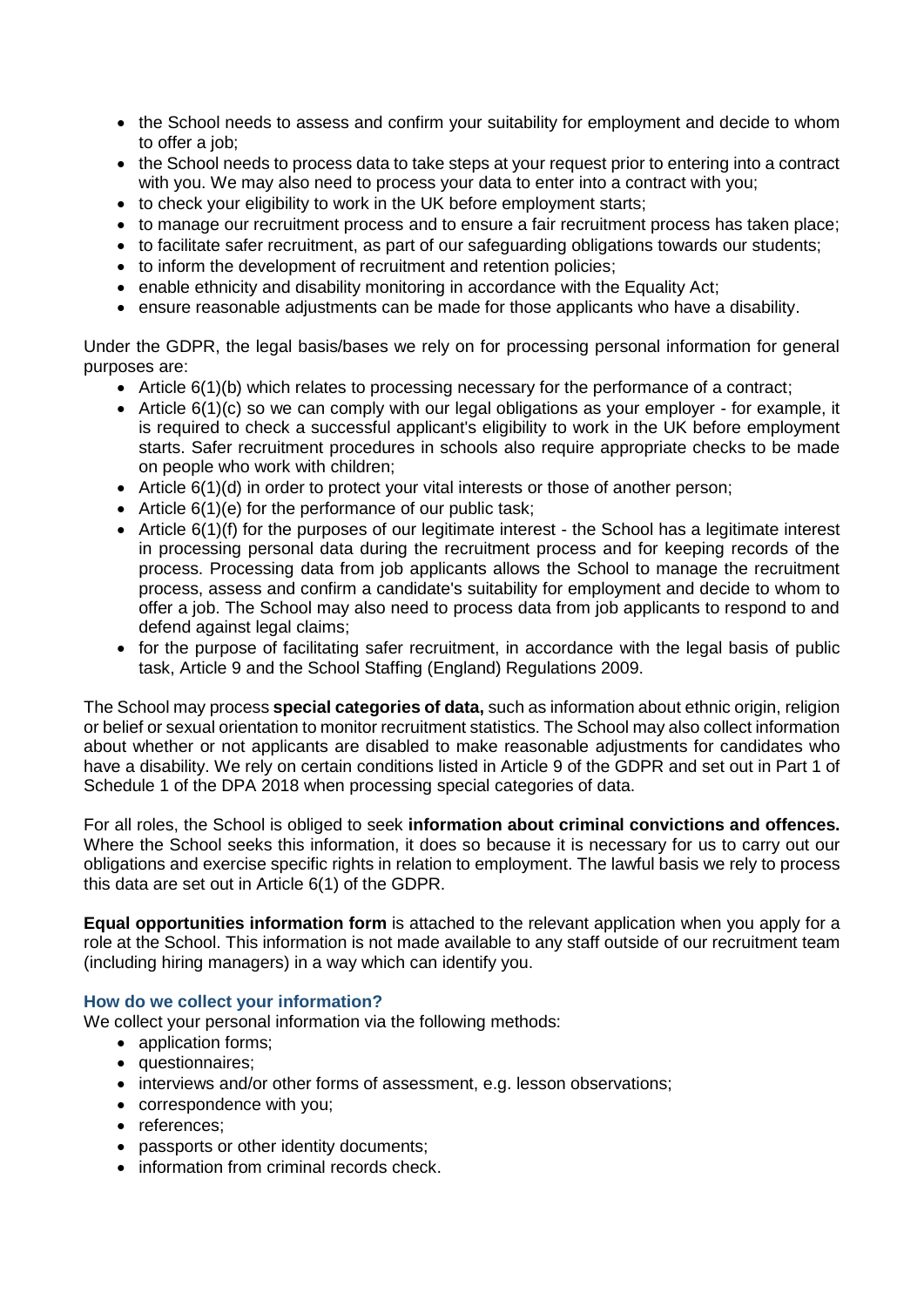- the School needs to assess and confirm your suitability for employment and decide to whom to offer a job;
- the School needs to process data to take steps at your request prior to entering into a contract with you. We may also need to process your data to enter into a contract with you;
- to check your eligibility to work in the UK before employment starts;
- to manage our recruitment process and to ensure a fair recruitment process has taken place;
- to facilitate safer recruitment, as part of our safeguarding obligations towards our students;
- to inform the development of recruitment and retention policies;
- enable ethnicity and disability monitoring in accordance with the Equality Act;
- ensure reasonable adjustments can be made for those applicants who have a disability.

Under the GDPR, the legal basis/bases we rely on for processing personal information for general purposes are:

- Article 6(1)(b) which relates to processing necessary for the performance of a contract;
- Article 6(1)(c) so we can comply with our legal obligations as your employer - for example, it is required to check a successful applicant's eligibility to work in the UK before employment starts. Safer recruitment procedures in schools also require appropriate checks to be made on people who work with children;
- Article 6(1)(d) in order to protect your vital interests or those of another person;
- Article 6(1)(e) for the performance of our public task;
- Article 6(1)(f) for the purposes of our legitimate interest - the School has a legitimate interest in processing personal data during the recruitment process and for keeping records of the process. Processing data from job applicants allows the School to manage the recruitment process, assess and confirm a candidate's suitability for employment and decide to whom to offer a job. The School may also need to process data from job applicants to respond to and defend against legal claims;
- for the purpose of facilitating safer recruitment, in accordance with the legal basis of public task, Article 9 and the School Staffing (England) Regulations 2009.

The School may process **special categories of data,** such as information about ethnic origin, religion or belief or sexual orientation to monitor recruitment statistics. The School may also collect information about whether or not applicants are disabled to make reasonable adjustments for candidates who have a disability. We rely on certain conditions listed in Article 9 of the GDPR and set out in Part 1 of Schedule 1 of the DPA 2018 when processing special categories of data.

For all roles, the School is obliged to seek **information about criminal convictions and offences.** Where the School seeks this information, it does so because it is necessary for us to carry out our obligations and exercise specific rights in relation to employment. The lawful basis we rely to process this data are set out in Article 6(1) of the GDPR.

**Equal opportunities information form** is attached to the relevant application when you apply for a role at the School. This information is not made available to any staff outside of our recruitment team (including hiring managers) in a way which can identify you.

### How do we collect your information?

We collect your personal information via the following methods:

- application forms;
- questionnaires;
- interviews and/or other forms of assessment, e.g. lesson observations;
- correspondence with you;
- references;
- passports or other identity documents;
- information from criminal records check.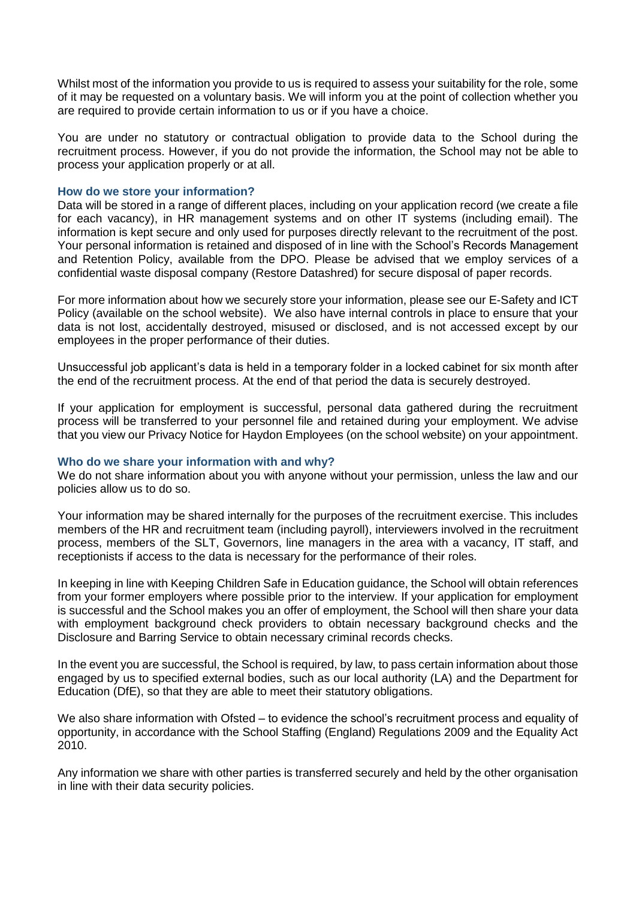Whilst most of the information you provide to us is required to assess your suitability for the role, some of it may be requested on a voluntary basis. We will inform you at the point of collection whether you are required to provide certain information to us or if you have a choice.

You are under no statutory or contractual obligation to provide data to the School during the recruitment process. However, if you do not provide the information, the School may not be able to process your application properly or at all.

### How do we store your information?

Data will be stored in a range of different places, including on your application record (we create a file for each vacancy), in HR management systems and on other IT systems (including email). The information is kept secure and only used for purposes directly relevant to the recruitment of the post. Your personal information is retained and disposed of in line with the School's Records Management and Retention Policy, available from the DPO. Please be advised that we employ services of a confidential waste disposal company (Restore Datashred) for secure disposal of paper records.

For more information about how we securely store your information, please see our E-Safety and ICT Policy (available on the school website). We also have internal controls in place to ensure that your data is not lost, accidentally destroyed, misused or disclosed, and is not accessed except by our employees in the proper performance of their duties.

Unsuccessful job applicant's data is held in a temporary folder in a locked cabinet for six month after the end of the recruitment process. At the end of that period the data is securely destroyed.

If your application for employment is successful, personal data gathered during the recruitment process will be transferred to your personnel file and retained during your employment. We advise that you view our Privacy Notice for Haydon Employees (on the school website) on your appointment.

### Who do we share your information with and why?

We do not share information about you with anyone without your permission, unless the law and our policies allow us to do so.

Your information may be shared internally for the purposes of the recruitment exercise. This includes members of the HR and recruitment team (including payroll), interviewers involved in the recruitment process, members of the SLT, Governors, line managers in the area with a vacancy, IT staff, and receptionists if access to the data is necessary for the performance of their roles.

In keeping in line with Keeping Children Safe in Education guidance, the School will obtain references from your former employers where possible prior to the interview. If your application for employment is successful and the School makes you an offer of employment, the School will then share your data with employment background check providers to obtain necessary background checks and the Disclosure and Barring Service to obtain necessary criminal records checks.

In the event you are successful, the School is required, by law, to pass certain information about those engaged by us to specified external bodies, such as our local authority (LA) and the Department for Education (DfE), so that they are able to meet their statutory obligations.

We also share information with Ofsted – to evidence the school's recruitment process and equality of opportunity, in accordance with the School Staffing (England) Regulations 2009 and the Equality Act 2010.

Any information we share with other parties is transferred securely and held by the other organisation in line with their data security policies.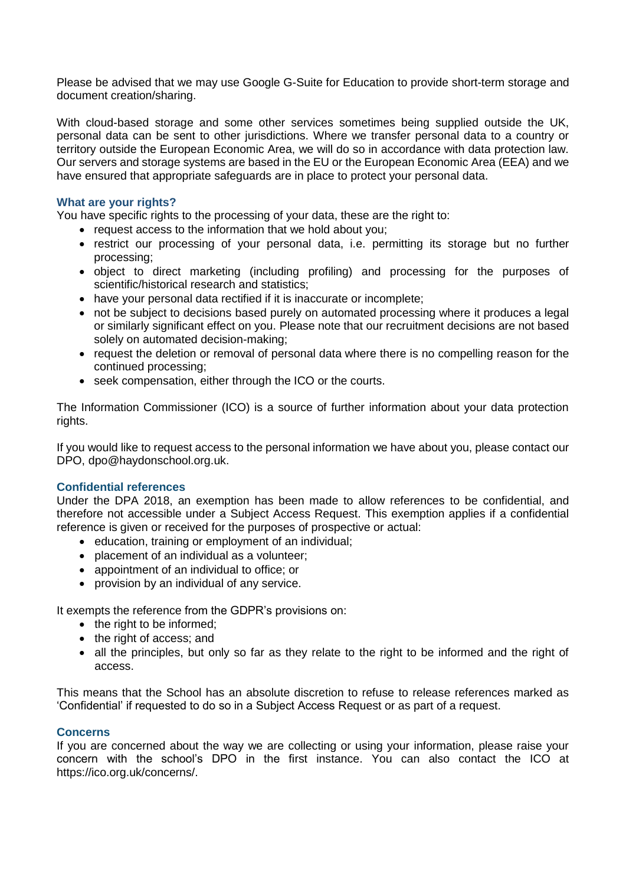Please be advised that we may use Google G-Suite for Education to provide short-term storage and document creation/sharing.

With cloud-based storage and some other services sometimes being supplied outside the UK, personal data can be sent to other jurisdictions. Where we transfer personal data to a country or territory outside the European Economic Area, we will do so in accordance with data protection law. Our servers and storage systems are based in the EU or the European Economic Area (EEA) and we have ensured that appropriate safeguards are in place to protect your personal data.

### What are your rights?

You have specific rights to the processing of your data, these are the right to:

- request access to the information that we hold about you;
- restrict our processing of your personal data, i.e. permitting its storage but no further processing;
- object to direct marketing (including profiling) and processing for the purposes of scientific/historical research and statistics;
- have your personal data rectified if it is inaccurate or incomplete;
- not be subject to decisions based purely on automated processing where it produces a legal or similarly significant effect on you. Please note that our recruitment decisions are not based solely on automated decision-making;
- request the deletion or removal of personal data where there is no compelling reason for the continued processing;
- seek compensation, either through the ICO or the courts.

The Information Commissioner (ICO) is a source of further information about your data protection rights.

If you would like to request access to the personal information we have about you, please contact our DPO, dpo@haydonschool.org.uk.

### Confidential references

Under the DPA 2018, an exemption has been made to allow references to be confidential, and therefore not accessible under a Subject Access Request. This exemption applies if a confidential reference is given or received for the purposes of prospective or actual:

- education, training or employment of an individual;
- placement of an individual as a volunteer;
- appointment of an individual to office; or
- provision by an individual of any service.

It exempts the reference from the GDPR's provisions on:

- the right to be informed;
- the right of access; and
- all the principles, but only so far as they relate to the right to be informed and the right of access.

This means that the School has an absolute discretion to refuse to release references marked as 'Confidential' if requested to do so in a Subject Access Request or as part of a request.

### Concerns

If you are concerned about the way we are collecting or using your information, please raise your concern with the school's DPO in the first instance. You can also contact the ICO at https://ico.org.uk/concerns/.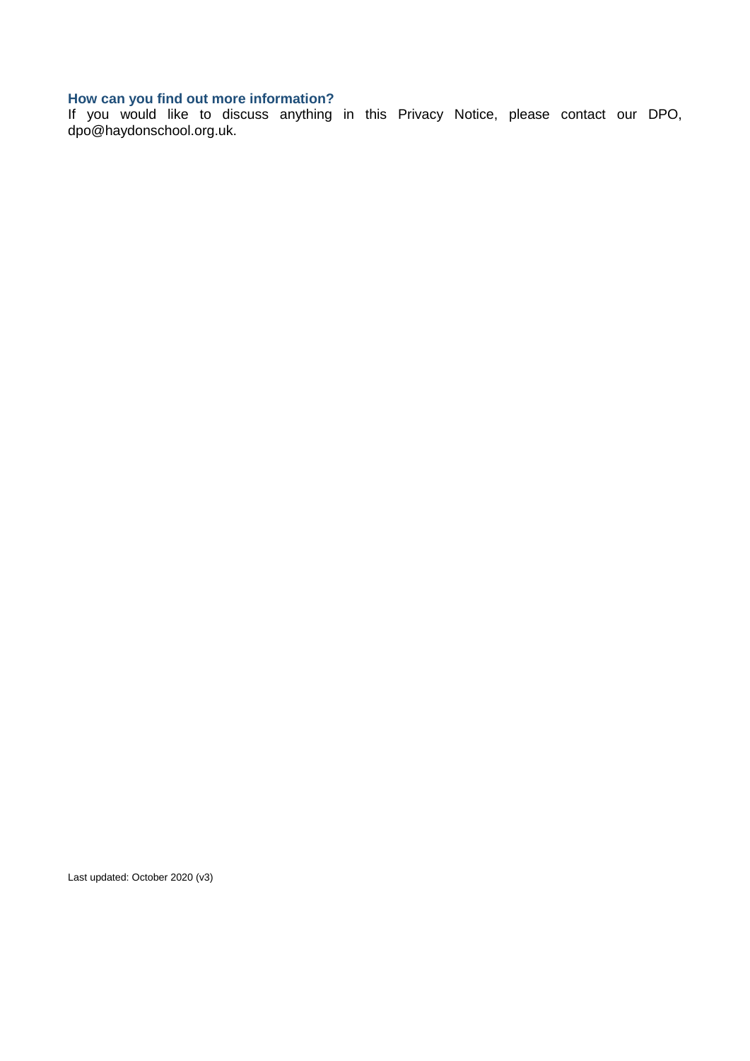### How can you find out more information?

If you would like to discuss anything in this Privacy Notice, please contact our DPO, dpo@haydonschool.org.uk.

Last updated: October 2020 (v3)